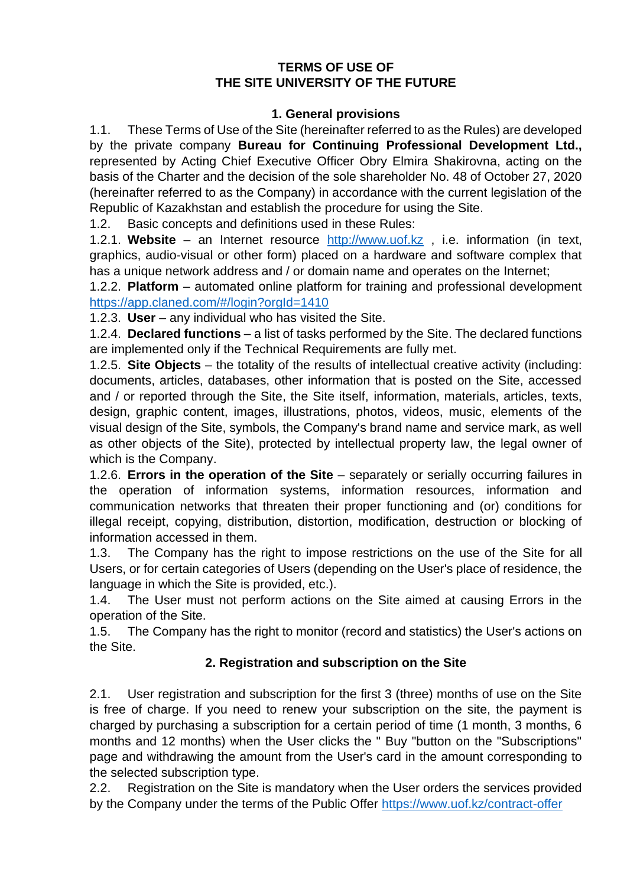# TERMS OF USE OF THE SITE UNIVERSITY OF THE FUTURE

## 1. General provisions

1.1. These Terms of Use of the Site (hereinafter referred to as the Rules) are developed by the private company **Bureau for Continuing Professional Development Ltd.,** represented by Acting Chief Executive Officer Obry Elmira Shakirovna, acting on the basis of the Charter and the decision of the sole shareholder No. 48 of October 27, 2020 (hereinafter referred to as the Company) in accordance with the current legislation of the Republic of Kazakhstan and establish the procedure for using the Site.

1.2. Basic concepts and definitions used in these Rules:

1.2.1. **Website** – an Internet resource http://www.uof.kz , i.e. information (in text, graphics, audio-visual or other form) placed on a hardware and software complex that has a unique network address and / or domain name and operates on the Internet;

1.2.2. **Platform** – automated online platform for training and professional development https://app.claned.com/#/login?orgId=1410

1.2.3. **User** – any individual who has visited the Site.

1.2.4. **Declared functions** – a list of tasks performed by the Site. The declared functions are implemented only if the Technical Requirements are fully met.

1.2.5. **Site Objects** – the totality of the results of intellectual creative activity (including: documents, articles, databases, other information that is posted on the Site, accessed and / or reported through the Site, the Site itself, information, materials, articles, texts, design, graphic content, images, illustrations, photos, videos, music, elements of the visual design of the Site, symbols, the Company's brand name and service mark, as well as other objects of the Site), protected by intellectual property law, the legal owner of which is the Company.

1.2.6. **Errors in the operation of the Site** – separately or serially occurring failures in the operation of information systems, information resources, information and communication networks that threaten their proper functioning and (or) conditions for illegal receipt, copying, distribution, distortion, modification, destruction or blocking of information accessed in them.

1.3. The Company has the right to impose restrictions on the use of the Site for all Users, or for certain categories of Users (depending on the User's place of residence, the language in which the Site is provided, etc.).

1.4. The User must not perform actions on the Site aimed at causing Errors in the operation of the Site.

1.5. The Company has the right to monitor (record and statistics) the User's actions on the Site.

## 2. Registration and subscription on the Site

2.1. User registration and subscription for the first 3 (three) months of use on the Site is free of charge. If you need to renew your subscription on the site, the payment is charged by purchasing a subscription for a certain period of time (1 month, 3 months, 6 months and 12 months) when the User clicks the " Buy "button on the "Subscriptions" page and withdrawing the amount from the User's card in the amount corresponding to the selected subscription type.

2.2. Registration on the Site is mandatory when the User orders the services provided by the Company under the terms of the Public Offer https://www.uof.kz/contract-offer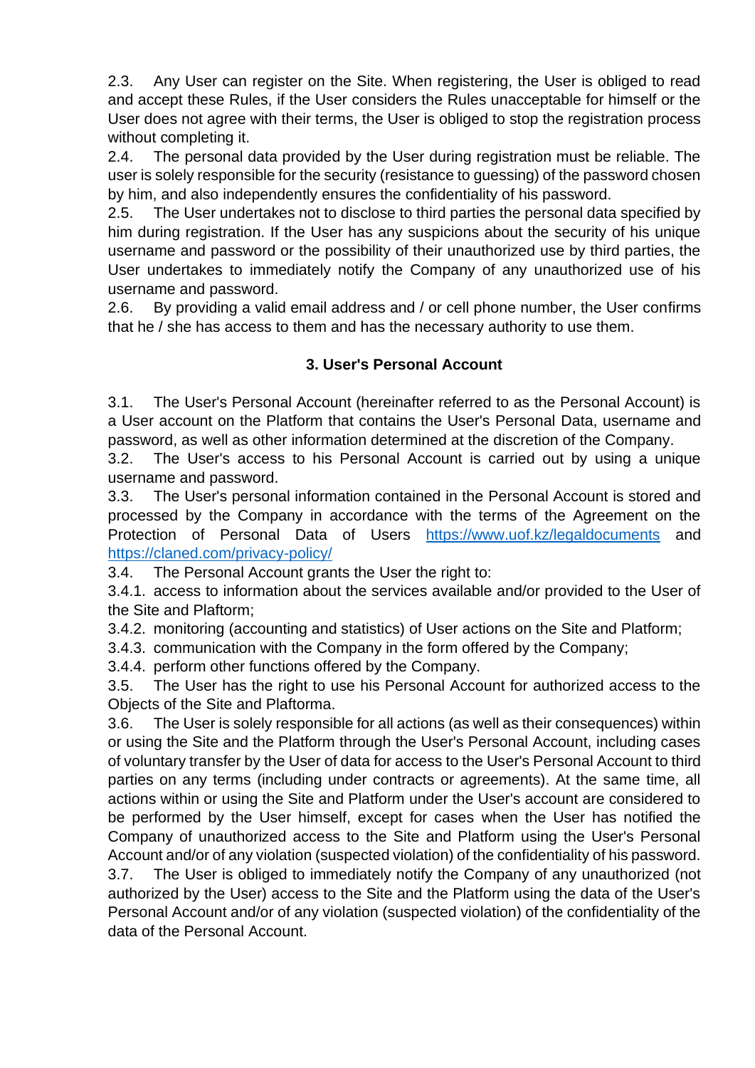2.3. Any User can register on the Site. When registering, the User is obliged to read and accept these Rules, if the User considers the Rules unacceptable for himself or the User does not agree with their terms, the User is obliged to stop the registration process without completing it.

2.4. The personal data provided by the User during registration must be reliable. The user is solely responsible for the security (resistance to guessing) of the password chosen by him, and also independently ensures the confidentiality of his password.

2.5. The User undertakes not to disclose to third parties the personal data specified by him during registration. If the User has any suspicions about the security of his unique username and password or the possibility of their unauthorized use by third parties, the User undertakes to immediately notify the Company of any unauthorized use of his username and password.

2.6. By providing a valid email address and / or cell phone number, the User confirms that he / she has access to them and has the necessary authority to use them.

### 3. User's Personal Account

3.1. The User's Personal Account (hereinafter referred to as the Personal Account) is a User account on the Platform that contains the User's Personal Data, username and password, as well as other information determined at the discretion of the Company.

3.2. The User's access to his Personal Account is carried out by using a unique username and password.

3.3. The User's personal information contained in the Personal Account is stored and processed by the Company in accordance with the terms of the Agreement on the Protection of Personal Data of Users [https://www.uof.kz/legaldocuments](https://www.uof.kz/legaldocuments) and [https://claned.com/privacy-policy/](https://claned.com/privacy-policy/)

3.4. The Personal Account grants the User the right to:

3.4.1. access to information about the services available and/or provided to the User of the Site and Plaftorm;

3.4.2. monitoring (accounting and statistics) of User actions on the Site and Platform;

3.4.3. communication with the Company in the form offered by the Company;

3.4.4. perform other functions offered by the Company.

3.5. The User has the right to use his Personal Account for authorized access to the Objects of the Site and Plaftorma.

3.6. The User is solely responsible for all actions (as well as their consequences) within or using the Site and the Platform through the User's Personal Account, including cases of voluntary transfer by the User of data for access to the User's Personal Account to third parties on any terms (including under contracts or agreements). At the same time, all actions within or using the Site and Platform under the User's account are considered to be performed by the User himself, except for cases when the User has notified the Company of unauthorized access to the Site and Platform using the User's Personal Account and/or of any violation (suspected violation) of the confidentiality of his password.

3.7. The User is obliged to immediately notify the Company of any unauthorized (not authorized by the User) access to the Site and the Platform using the data of the User's Personal Account and/or of any violation (suspected violation) of the confidentiality of the data of the Personal Account.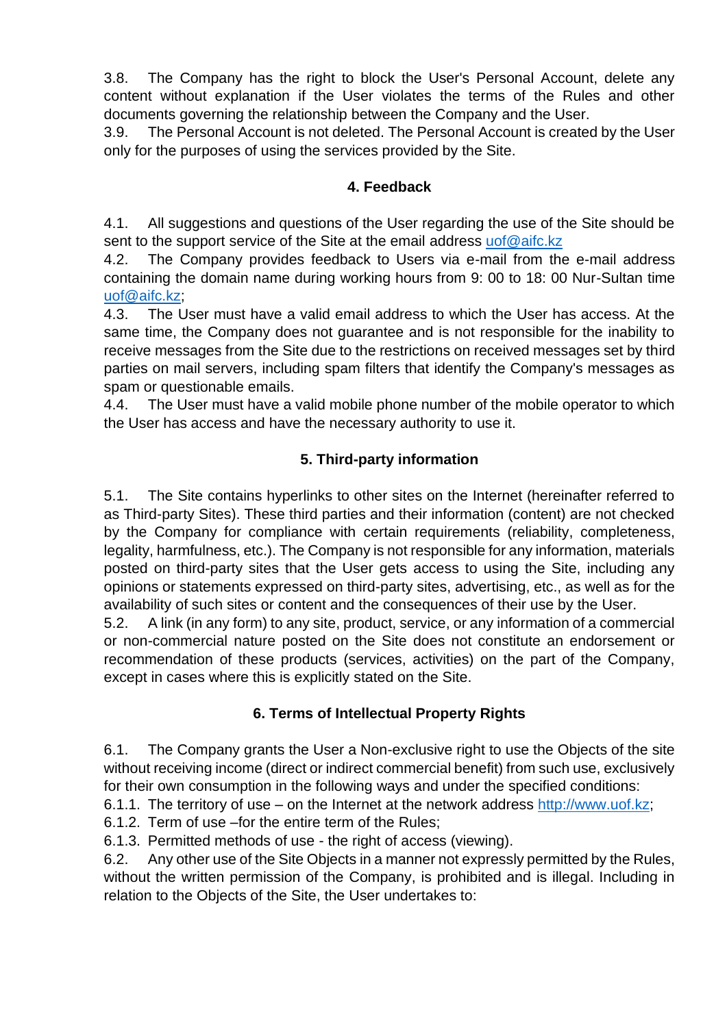3.8. The Company has the right to block the User's Personal Account, delete any content without explanation if the User violates the terms of the Rules and other documents governing the relationship between the Company and the User.

3.9. The Personal Account is not deleted. The Personal Account is created by the User only for the purposes of using the services provided by the Site.

## 4. Feedback

4.1. All suggestions and questions of the User regarding the use of the Site should be sent to the support service of the Site at the email address uof@aifc.kz

4.2. The Company provides feedback to Users via e-mail from the e-mail address containing the domain name during working hours from 9: 00 to 18: 00 Nur-Sultan time uof@aifc.kz;

4.3. The User must have a valid email address to which the User has access. At the same time, the Company does not guarantee and is not responsible for the inability to receive messages from the Site due to the restrictions on received messages set by third parties on mail servers, including spam filters that identify the Company's messages as spam or questionable emails.

4.4. The User must have a valid mobile phone number of the mobile operator to which the User has access and have the necessary authority to use it.

## 5. Third-party information

5.1. The Site contains hyperlinks to other sites on the Internet (hereinafter referred to as Third-party Sites). These third parties and their information (content) are not checked by the Company for compliance with certain requirements (reliability, completeness, legality, harmfulness, etc.). The Company is not responsible for any information, materials posted on third-party sites that the User gets access to using the Site, including any opinions or statements expressed on third-party sites, advertising, etc., as well as for the availability of such sites or content and the consequences of their use by the User.

5.2. A link (in any form) to any site, product, service, or any information of a commercial or non-commercial nature posted on the Site does not constitute an endorsement or recommendation of these products (services, activities) on the part of the Company, except in cases where this is explicitly stated on the Site.

## 6. Terms of Intellectual Property Rights

6.1. The Company grants the User a Non-exclusive right to use the Objects of the site without receiving income (direct or indirect commercial benefit) from such use, exclusively for their own consumption in the following ways and under the specified conditions:

6.1.1. The territory of use – on the Internet at the network address http://www.uof.kz;

6.1.2. Term of use –for the entire term of the Rules;

6.1.3. Permitted methods of use - the right of access (viewing).

6.2. Any other use of the Site Objects in a manner not expressly permitted by the Rules, without the written permission of the Company, is prohibited and is illegal. Including in relation to the Objects of the Site, the User undertakes to: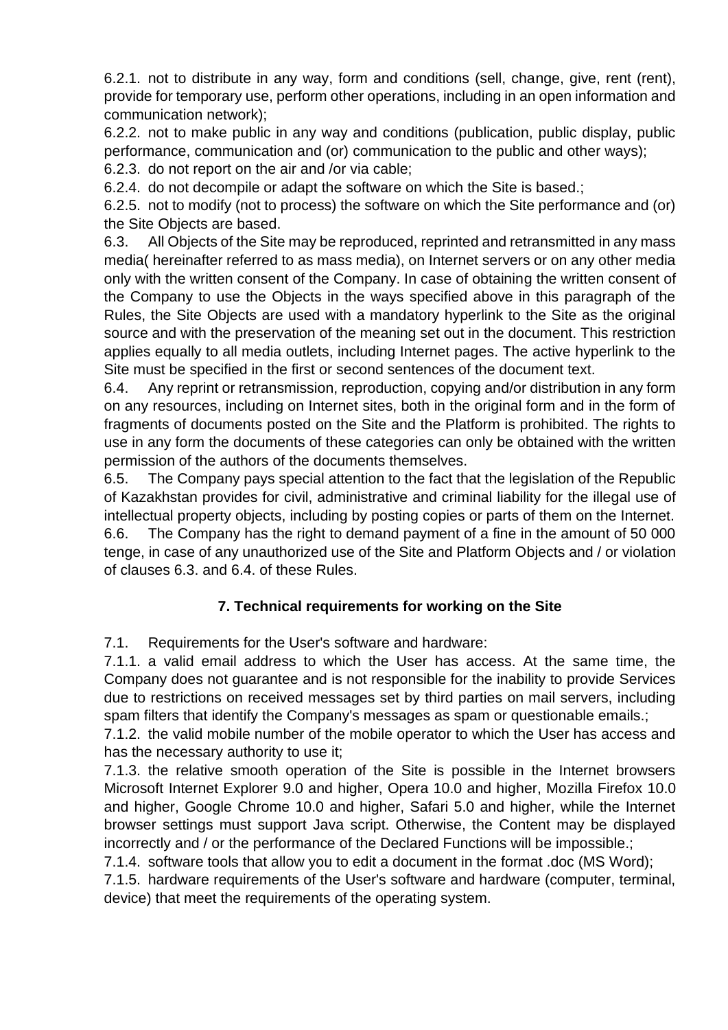6.2.1. not to distribute in any way, form and conditions (sell, change, give, rent (rent), provide for temporary use, perform other operations, including in an open information and communication network);

6.2.2. not to make public in any way and conditions (publication, public display, public performance, communication and (or) communication to the public and other ways);

6.2.3. do not report on the air and /or via cable;

6.2.4. do not decompile or adapt the software on which the Site is based.;

6.2.5. not to modify (not to process) the software on which the Site performance and (or) the Site Objects are based.

6.3. All Objects of the Site may be reproduced, reprinted and retransmitted in any mass media( hereinafter referred to as mass media), on Internet servers or on any other media only with the written consent of the Company. In case of obtaining the written consent of the Company to use the Objects in the ways specified above in this paragraph of the Rules, the Site Objects are used with a mandatory hyperlink to the Site as the original source and with the preservation of the meaning set out in the document. This restriction applies equally to all media outlets, including Internet pages. The active hyperlink to the Site must be specified in the first or second sentences of the document text.

6.4. Any reprint or retransmission, reproduction, copying and/or distribution in any form on any resources, including on Internet sites, both in the original form and in the form of fragments of documents posted on the Site and the Platform is prohibited. The rights to use in any form the documents of these categories can only be obtained with the written permission of the authors of the documents themselves.

6.5. The Company pays special attention to the fact that the legislation of the Republic of Kazakhstan provides for civil, administrative and criminal liability for the illegal use of intellectual property objects, including by posting copies or parts of them on the Internet.

6.6. The Company has the right to demand payment of a fine in the amount of 50 000 tenge, in case of any unauthorized use of the Site and Platform Objects and / or violation of clauses 6.3. and 6.4. of these Rules.

## 7. Technical requirements for working on the Site

7.1. Requirements for the User's software and hardware:

7.1.1. a valid email address to which the User has access. At the same time, the Company does not guarantee and is not responsible for the inability to provide Services due to restrictions on received messages set by third parties on mail servers, including spam filters that identify the Company's messages as spam or questionable emails.;

7.1.2. the valid mobile number of the mobile operator to which the User has access and has the necessary authority to use it;

7.1.3. the relative smooth operation of the Site is possible in the Internet browsers Microsoft Internet Explorer 9.0 and higher, Opera 10.0 and higher, Mozilla Firefox 10.0 and higher, Google Chrome 10.0 and higher, Safari 5.0 and higher, while the Internet browser settings must support Java script. Otherwise, the Content may be displayed incorrectly and / or the performance of the Declared Functions will be impossible.;

7.1.4. software tools that allow you to edit a document in the format .doc (MS Word);

7.1.5. hardware requirements of the User's software and hardware (computer, terminal, device) that meet the requirements of the operating system.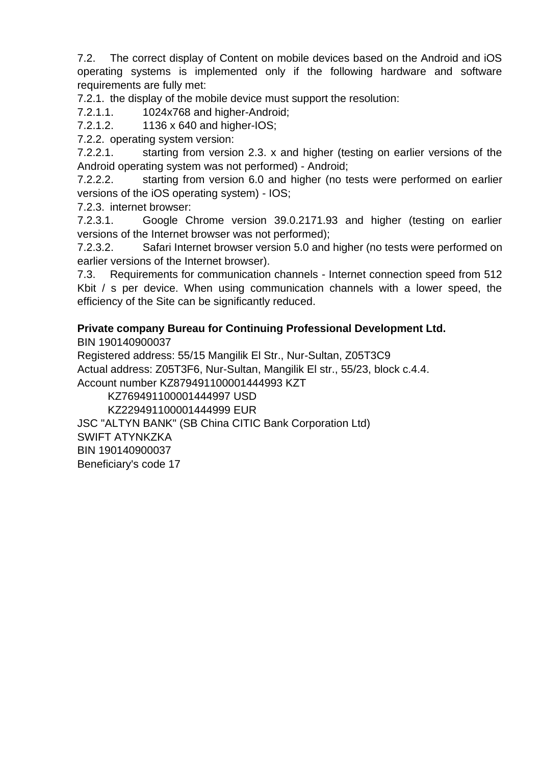7.2. The correct display of Content on mobile devices based on the Android and iOS operating systems is implemented only if the following hardware and software requirements are fully met:

7.2.1. the display of the mobile device must support the resolution:

7.2.1.1. 1024x768 and higher-Android;

7.2.1.2. 1136 x 640 and higher-IOS;

7.2.2. operating system version:

7.2.2.1. starting from version 2.3. x and higher (testing on earlier versions of the Android operating system was not performed) - Android;

7.2.2.2. starting from version 6.0 and higher (no tests were performed on earlier versions of the iOS operating system) - IOS;

7.2.3. internet browser:

7.2.3.1. Google Chrome version 39.0.2171.93 and higher (testing on earlier versions of the Internet browser was not performed);

7.2.3.2. Safari Internet browser version 5.0 and higher (no tests were performed on earlier versions of the Internet browser).

7.3. Requirements for communication channels - Internet connection speed from 512 Kbit / s per device. When using communication channels with a lower speed, the efficiency of the Site can be significantly reduced.

**Private company Bureau for Continuing Professional Development Ltd.**

BIN 190140900037

Registered address: 55/15 Mangilik El Str., Nur-Sultan, Z05T3C9

Actual address: Z05T3F6, Nur-Sultan, Mangilik El str., 55/23, block c.4.4.

Account number KZ879491100001444993 KZT

KZ769491100001444997 USD

KZ229491100001444999 EUR

JSC "ALTYN BANK" (SB China CITIC Bank Corporation Ltd)

SWIFT ATYNKZKA

BIN 190140900037

Beneficiary's code 17